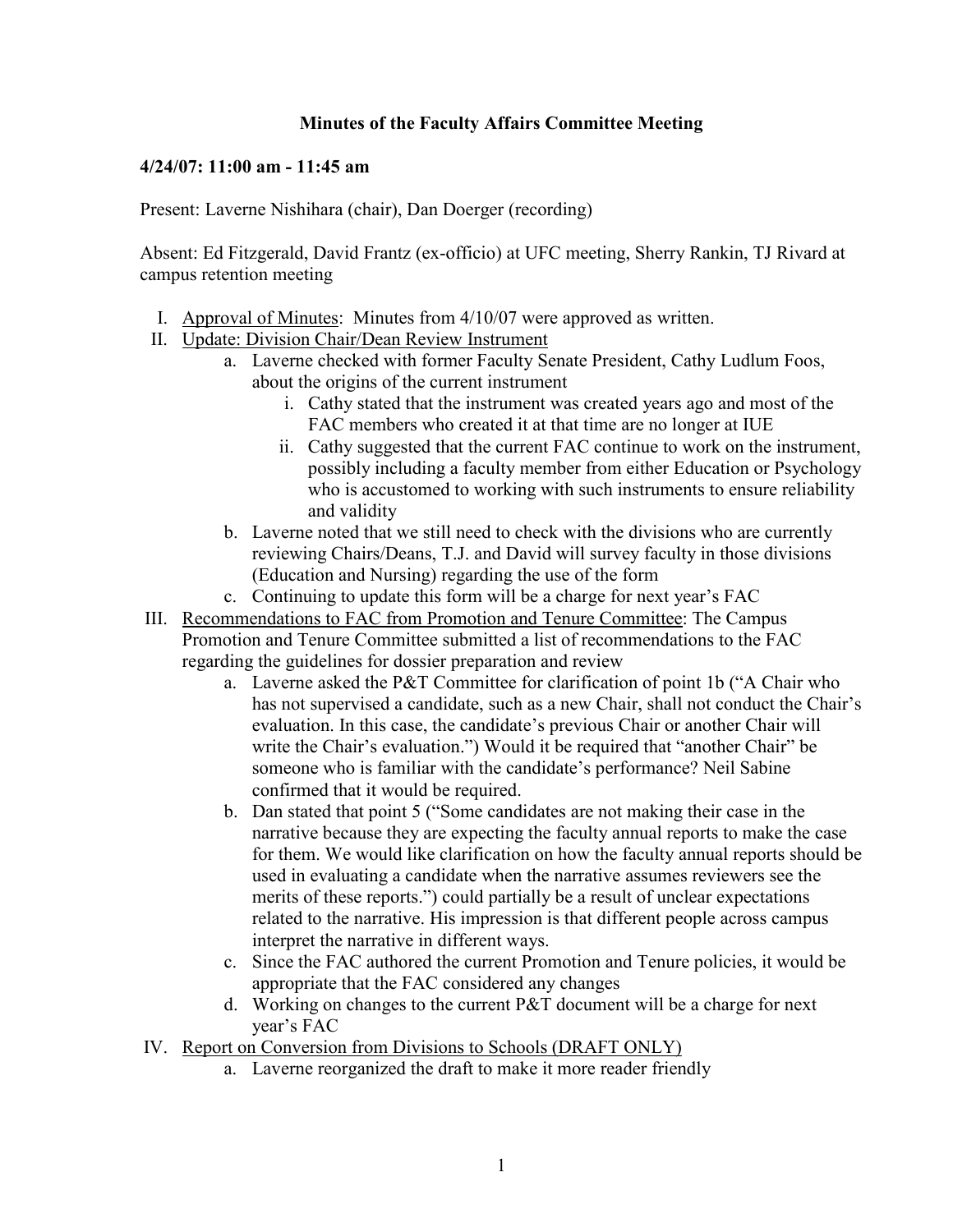# Minutes of the Faculty Affairs Committee Meeting

**4/24/07: 11:00 am - 11:45 am**

Present: Laverne Nishihara (chair), Dan Doerger (recording)

Absent: Ed Fitzgerald, David Frantz (ex-officio) at UFC meeting, Sherry Rankin, TJ Rivard at campus retention meeting

I. <u>Approval of Minutes</u>: Minutes from 4/10/07 were approved as written.

II. <u>Update: Division Chair/Dean Review Instrument</u>
   a. Laverne checked with former Faculty Senate President, Cathy Ludlum Foos, about the origins of the current instrument
      i. Cathy stated that the instrument was created years ago and most of the FAC members who created it at that time are no longer at IUE
      ii. Cathy suggested that the current FAC continue to work on the instrument, possibly including a faculty member from either Education or Psychology who is accustomed to working with such instruments to ensure reliability and validity
   b. Laverne noted that we still need to check with the divisions who are currently reviewing Chairs/Deans, T.J. and David will survey faculty in those divisions (Education and Nursing) regarding the use of the form
   c. Continuing to update this form will be a charge for next year's FAC

III. <u>Recommendations to FAC from Promotion and Tenure Committee</u>: The Campus Promotion and Tenure Committee submitted a list of recommendations to the FAC regarding the guidelines for dossier preparation and review
   a. Laverne asked the P&T Committee for clarification of point 1b ("A Chair who has not supervised a candidate, such as a new Chair, shall not conduct the Chair's evaluation. In this case, the candidate's previous Chair or another Chair will write the Chair's evaluation.") Would it be required that "another Chair" be someone who is familiar with the candidate's performance? Neil Sabine confirmed that it would be required.
   b. Dan stated that point 5 ("Some candidates are not making their case in the narrative because they are expecting the faculty annual reports to make the case for them. We would like clarification on how the faculty annual reports should be used in evaluating a candidate when the narrative assumes reviewers see the merits of these reports.") could partially be a result of unclear expectations related to the narrative. His impression is that different people across campus interpret the narrative in different ways.
   c. Since the FAC authored the current Promotion and Tenure policies, it would be appropriate that the FAC considered any changes
   d. Working on changes to the current P&T document will be a charge for next year's FAC

IV. <u>Report on Conversion from Divisions to Schools (DRAFT ONLY)</u>
   a. Laverne reorganized the draft to make it more reader friendly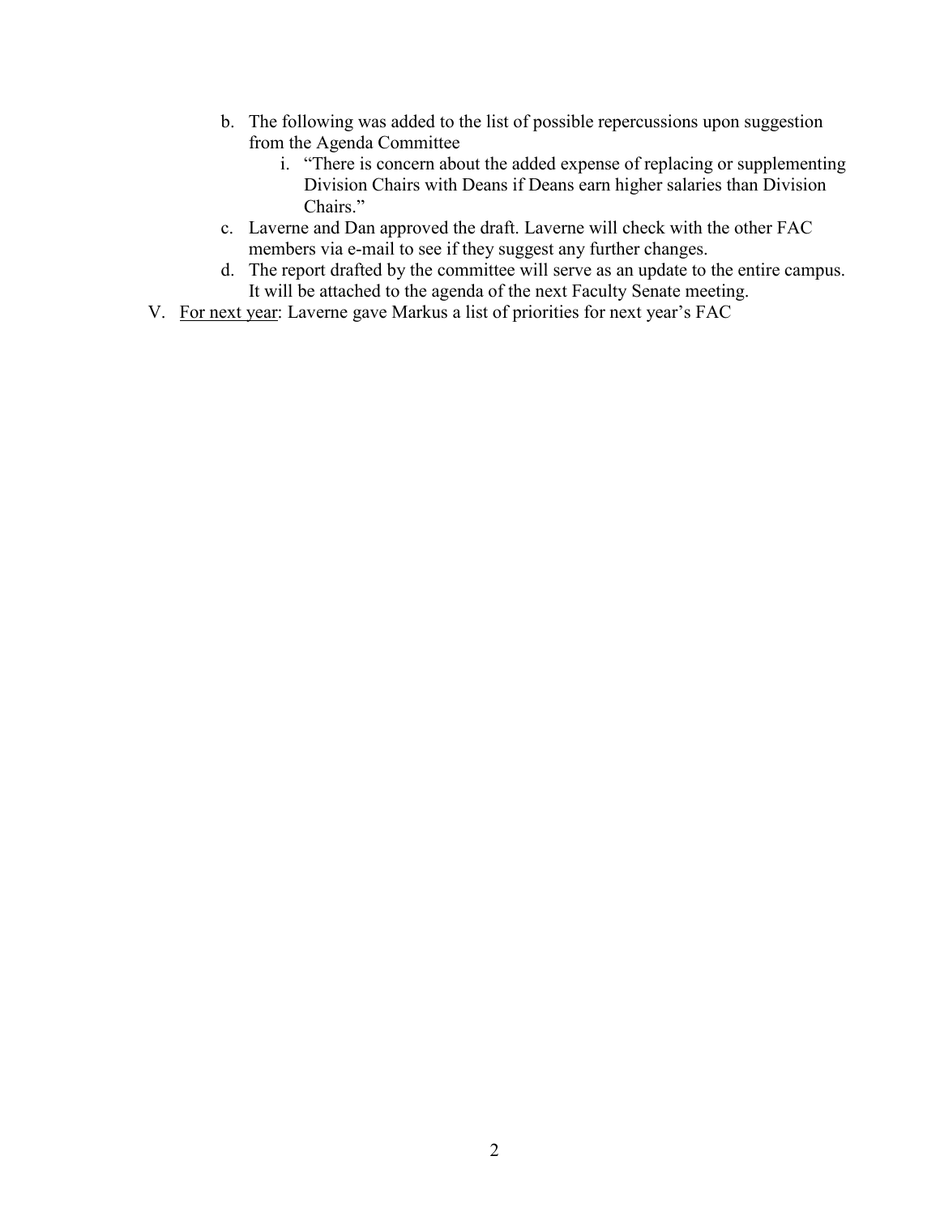b. The following was added to the list of possible repercussions upon suggestion from the Agenda Committee
      i. "There is concern about the added expense of replacing or supplementing Division Chairs with Deans if Deans earn higher salaries than Division Chairs."
   c. Laverne and Dan approved the draft. Laverne will check with the other FAC members via e-mail to see if they suggest any further changes.
   d. The report drafted by the committee will serve as an update to the entire campus. It will be attached to the agenda of the next Faculty Senate meeting.

V. <u>For next year</u>: Laverne gave Markus a list of priorities for next year's FAC